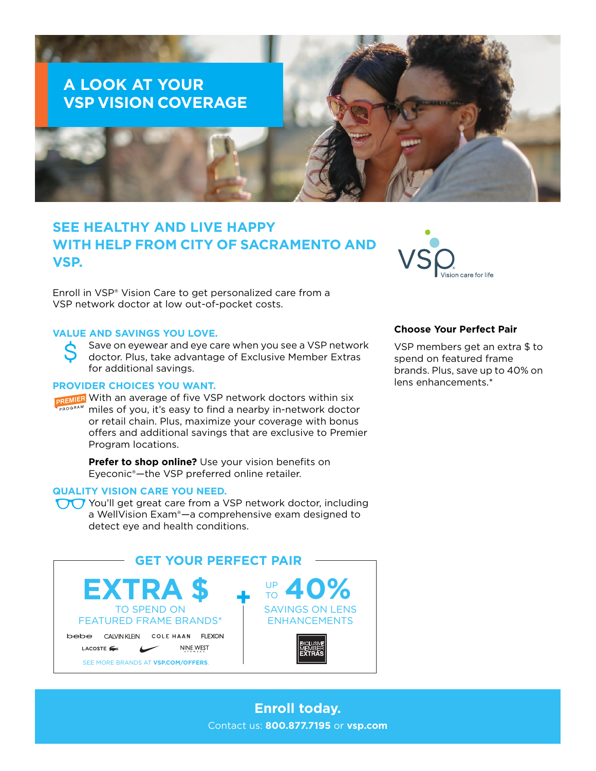# A LOOK AT YOUR VSP VISION COVERAGE

## SEE HEALTHY AND LIVE HAPPY WITH HELP FROM CITY OF SACRAMENTO AND VSP.

VSP Vision care for life

Enroll in VSP® Vision Care to get personalized care from a VSP network doctor at low out-of-pocket costs.

### VALUE AND SAVINGS YOU LOVE.

Save on eyewear and eye care when you see a VSP network doctor. Plus, take advantage of Exclusive Member Extras for additional savings.

### PROVIDER CHOICES YOU WANT.

PREMIER PROGRAM

With an average of five VSP network doctors within six miles of you, it's easy to find a nearby in-network doctor or retail chain. Plus, maximize your coverage with bonus offers and additional savings that are exclusive to Premier Program locations.

**Prefer to shop online?** Use your vision benefits on Eyeconic®—the VSP preferred online retailer.

### QUALITY VISION CARE YOU NEED.

You'll get great care from a VSP network doctor, including a WellVision Exam®—a comprehensive exam designed to detect eye and health conditions.

**Choose Your Perfect Pair**

VSP members get an extra $ to spend on featured frame brands. Plus, save up to 40% on lens enhancements.*

## GET YOUR PERFECT PAIR

**EXTRA $** TO SPEND ON FEATURED FRAME BRANDS*

bebe · CALVIN KLEIN · COLE HAAN · FLEXON · LACOSTE · NIKE · NINE WEST

SEE MORE BRANDS AT **VSP.COM/OFFERS**.

+

**UP TO 40%** SAVINGS ON LENS ENHANCEMENTS

EXCLUSIVE MEMBER EXTRAS

**Enroll today.**

Contact us: **800.877.7195** or **vsp.com**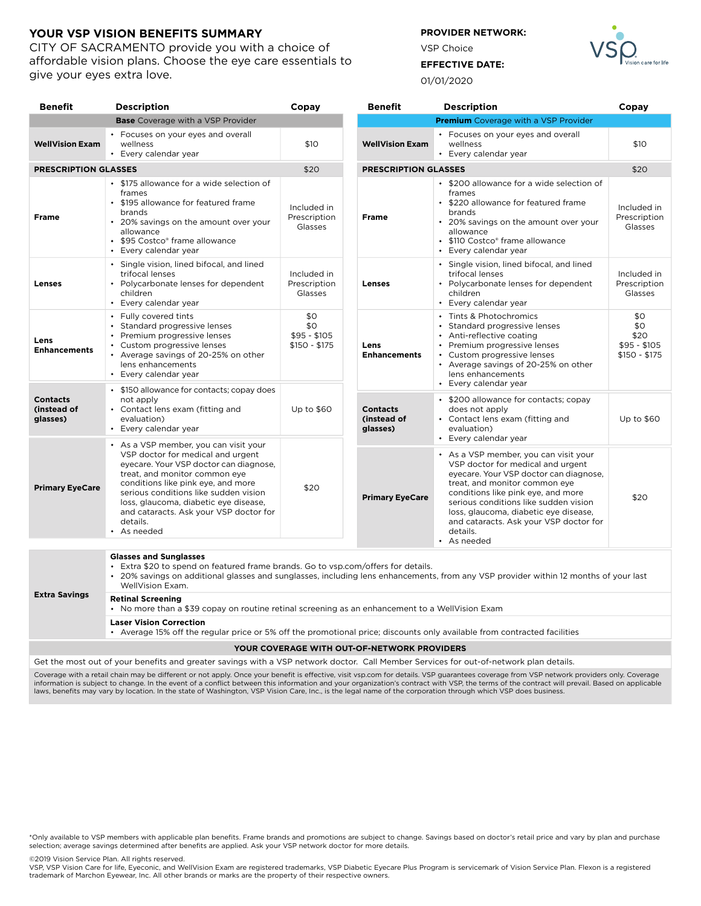# YOUR VSP VISION BENEFITS SUMMARY

CITY OF SACRAMENTO provide you with a choice of affordable vision plans. Choose the eye care essentials to give your eyes extra love.

**PROVIDER NETWORK:**

VSP Choice

**EFFECTIVE DATE:**

01/01/2020

| Benefit | Description | Copay |
|---|---|---|
| | **Base** Coverage with a VSP Provider | |
| **WellVision Exam** | • Focuses on your eyes and overall wellness<br>• Every calendar year | $10 |
| **PRESCRIPTION GLASSES** | | $20 |
| **Frame** | • $175 allowance for a wide selection of frames<br>• $195 allowance for featured frame brands<br>• 20% savings on the amount over your allowance<br>• $95 Costco® frame allowance<br>• Every calendar year | Included in Prescription Glasses |
| **Lenses** | • Single vision, lined bifocal, and lined trifocal lenses<br>• Polycarbonate lenses for dependent children<br>• Every calendar year | Included in Prescription Glasses |
| **Lens Enhancements** | • Fully covered tints<br>• Standard progressive lenses<br>• Premium progressive lenses<br>• Custom progressive lenses<br>• Average savings of 20-25% on other lens enhancements<br>• Every calendar year | $0<br>$0<br>$95 - $105<br>$150 - $175 |
| **Contacts (instead of glasses)** | • $150 allowance for contacts; copay does not apply<br>• Contact lens exam (fitting and evaluation)<br>• Every calendar year | Up to $60 |
| **Primary EyeCare** | • As a VSP member, you can visit your VSP doctor for medical and urgent eyecare. Your VSP doctor can diagnose, treat, and monitor common eye conditions like pink eye, and more serious conditions like sudden vision loss, glaucoma, diabetic eye disease, and cataracts. Ask your VSP doctor for details.<br>• As needed | $20 |

| Benefit | Description | Copay |
|---|---|---|
| | **Premium** Coverage with a VSP Provider | |
| **WellVision Exam** | • Focuses on your eyes and overall wellness<br>• Every calendar year | $10 |
| **PRESCRIPTION GLASSES** | | $20 |
| **Frame** | • $200 allowance for a wide selection of frames<br>• $220 allowance for featured frame brands<br>• 20% savings on the amount over your allowance<br>• $110 Costco® frame allowance<br>• Every calendar year | Included in Prescription Glasses |
| **Lenses** | • Single vision, lined bifocal, and lined trifocal lenses<br>• Polycarbonate lenses for dependent children<br>• Every calendar year | Included in Prescription Glasses |
| **Lens Enhancements** | • Tints & Photochromics<br>• Standard progressive lenses<br>• Anti-reflective coating<br>• Premium progressive lenses<br>• Custom progressive lenses<br>• Average savings of 20-25% on other lens enhancements<br>• Every calendar year | $0<br>$0<br>$20<br>$95 - $105<br>$150 - $175 |
| **Contacts (instead of glasses)** | • $200 allowance for contacts; copay does not apply<br>• Contact lens exam (fitting and evaluation)<br>• Every calendar year | Up to $60 |
| **Primary EyeCare** | • As a VSP member, you can visit your VSP doctor for medical and urgent eyecare. Your VSP doctor can diagnose, treat, and monitor common eye conditions like pink eye, and more serious conditions like sudden vision loss, glaucoma, diabetic eye disease, and cataracts. Ask your VSP doctor for details.<br>• As needed | $20 |

| | |
|---|---|
| **Extra Savings** | **Glasses and Sunglasses**<br>• Extra $20 to spend on featured frame brands. Go to vsp.com/offers for details.<br>• 20% savings on additional glasses and sunglasses, including lens enhancements, from any VSP provider within 12 months of your last WellVision Exam. |
| | **Retinal Screening**<br>• No more than a $39 copay on routine retinal screening as an enhancement to a WellVision Exam |
| | **Laser Vision Correction**<br>• Average 15% off the regular price or 5% off the promotional price; discounts only available from contracted facilities |

**YOUR COVERAGE WITH OUT-OF-NETWORK PROVIDERS**

Get the most out of your benefits and greater savings with a VSP network doctor. Call Member Services for out-of-network plan details.

Coverage with a retail chain may be different or not apply. Once your benefit is effective, visit vsp.com for details. VSP guarantees coverage from VSP network providers only. Coverage information is subject to change. In the event of a conflict between this information and your organization's contract with VSP, the terms of the contract will prevail. Based on applicable laws, benefits may vary by location. In the state of Washington, VSP Vision Care, Inc., is the legal name of the corporation through which VSP does business.

*Only available to VSP members with applicable plan benefits. Frame brands and promotions are subject to change. Savings based on doctor's retail price and vary by plan and purchase selection; average savings determined after benefits are applied. Ask your VSP network doctor for more details.

©2019 Vision Service Plan. All rights reserved.
VSP, VSP Vision Care for life, Eyeconic, and WellVision Exam are registered trademarks, VSP Diabetic Eyecare Plus Program is servicemark of Vision Service Plan. Flexon is a registered trademark of Marchon Eyewear, Inc. All other brands or marks are the property of their respective owners.